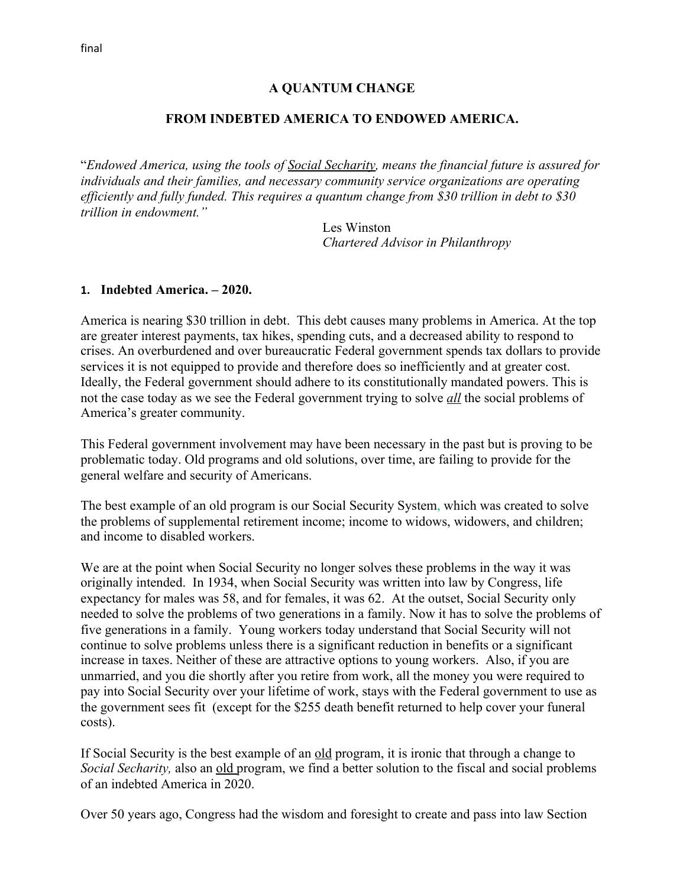final

**A QUANTUM CHANGE**

**FROM INDEBTED AMERICA TO ENDOWED AMERICA.**

"*Endowed America, using the tools of Social Secharity, means the financial future is assured for individuals and their families, and necessary community service organizations are operating efficiently and fully funded. This requires a quantum change from $30 trillion in debt to $30 trillion in endowment."*

Les Winston
*Chartered Advisor in Philanthropy*

## 1. Indebted America. – 2020.

America is nearing $30 trillion in debt. This debt causes many problems in America. At the top are greater interest payments, tax hikes, spending cuts, and a decreased ability to respond to crises. An overburdened and over bureaucratic Federal government spends tax dollars to provide services it is not equipped to provide and therefore does so inefficiently and at greater cost. Ideally, the Federal government should adhere to its constitutionally mandated powers. This is not the case today as we see the Federal government trying to solve ***all*** the social problems of America's greater community.

This Federal government involvement may have been necessary in the past but is proving to be problematic today. Old programs and old solutions, over time, are failing to provide for the general welfare and security of Americans.

The best example of an old program is our Social Security System, which was created to solve the problems of supplemental retirement income; income to widows, widowers, and children; and income to disabled workers.

We are at the point when Social Security no longer solves these problems in the way it was originally intended. In 1934, when Social Security was written into law by Congress, life expectancy for males was 58, and for females, it was 62. At the outset, Social Security only needed to solve the problems of two generations in a family. Now it has to solve the problems of five generations in a family. Young workers today understand that Social Security will not continue to solve problems unless there is a significant reduction in benefits or a significant increase in taxes. Neither of these are attractive options to young workers. Also, if you are unmarried, and you die shortly after you retire from work, all the money you were required to pay into Social Security over your lifetime of work, stays with the Federal government to use as the government sees fit (except for the $255 death benefit returned to help cover your funeral costs).

If Social Security is the best example of an old program, it is ironic that through a change to *Social Secharity,* also an old program, we find a better solution to the fiscal and social problems of an indebted America in 2020.

Over 50 years ago, Congress had the wisdom and foresight to create and pass into law Section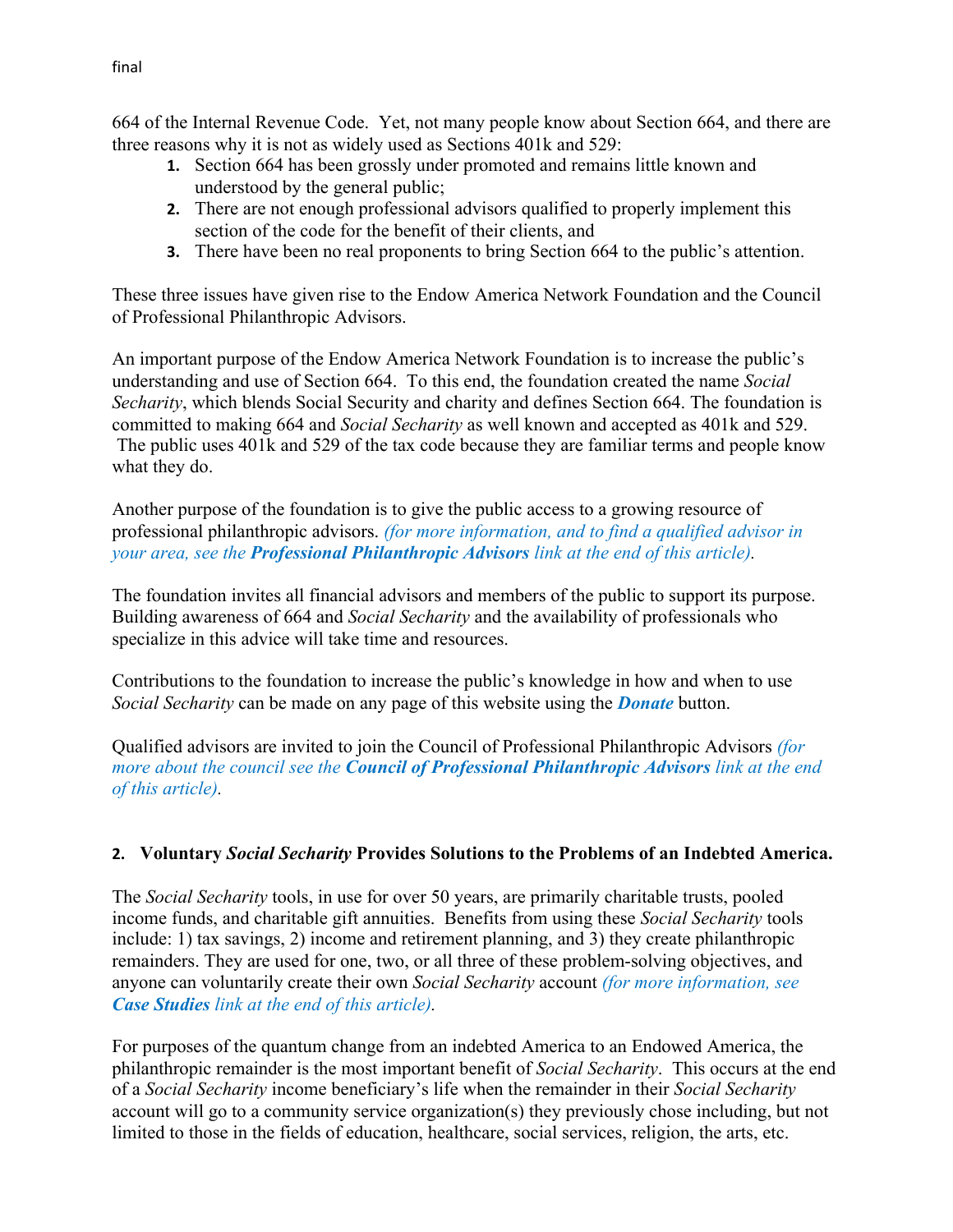664 of the Internal Revenue Code. Yet, not many people know about Section 664, and there are three reasons why it is not as widely used as Sections 401k and 529:

1. Section 664 has been grossly under promoted and remains little known and understood by the general public;
2. There are not enough professional advisors qualified to properly implement this section of the code for the benefit of their clients, and
3. There have been no real proponents to bring Section 664 to the public's attention.

These three issues have given rise to the Endow America Network Foundation and the Council of Professional Philanthropic Advisors.

An important purpose of the Endow America Network Foundation is to increase the public's understanding and use of Section 664. To this end, the foundation created the name *Social Secharity*, which blends Social Security and charity and defines Section 664. The foundation is committed to making 664 and *Social Secharity* as well known and accepted as 401k and 529. The public uses 401k and 529 of the tax code because they are familiar terms and people know what they do.

Another purpose of the foundation is to give the public access to a growing resource of professional philanthropic advisors. *(for more information, and to find a qualified advisor in your area, see the **Professional Philanthropic Advisors** link at the end of this article).*

The foundation invites all financial advisors and members of the public to support its purpose. Building awareness of 664 and *Social Secharity* and the availability of professionals who specialize in this advice will take time and resources.

Contributions to the foundation to increase the public's knowledge in how and when to use *Social Secharity* can be made on any page of this website using the ***Donate*** button.

Qualified advisors are invited to join the Council of Professional Philanthropic Advisors *(for more about the council see the **Council of Professional Philanthropic Advisors** link at the end of this article).*

## 2. Voluntary *Social Secharity* Provides Solutions to the Problems of an Indebted America.

The *Social Secharity* tools, in use for over 50 years, are primarily charitable trusts, pooled income funds, and charitable gift annuities. Benefits from using these *Social Secharity* tools include: 1) tax savings, 2) income and retirement planning, and 3) they create philanthropic remainders. They are used for one, two, or all three of these problem-solving objectives, and anyone can voluntarily create their own *Social Secharity* account *(for more information, see **Case Studies** link at the end of this article).*

For purposes of the quantum change from an indebted America to an Endowed America, the philanthropic remainder is the most important benefit of *Social Secharity*. This occurs at the end of a *Social Secharity* income beneficiary's life when the remainder in their *Social Secharity* account will go to a community service organization(s) they previously chose including, but not limited to those in the fields of education, healthcare, social services, religion, the arts, etc.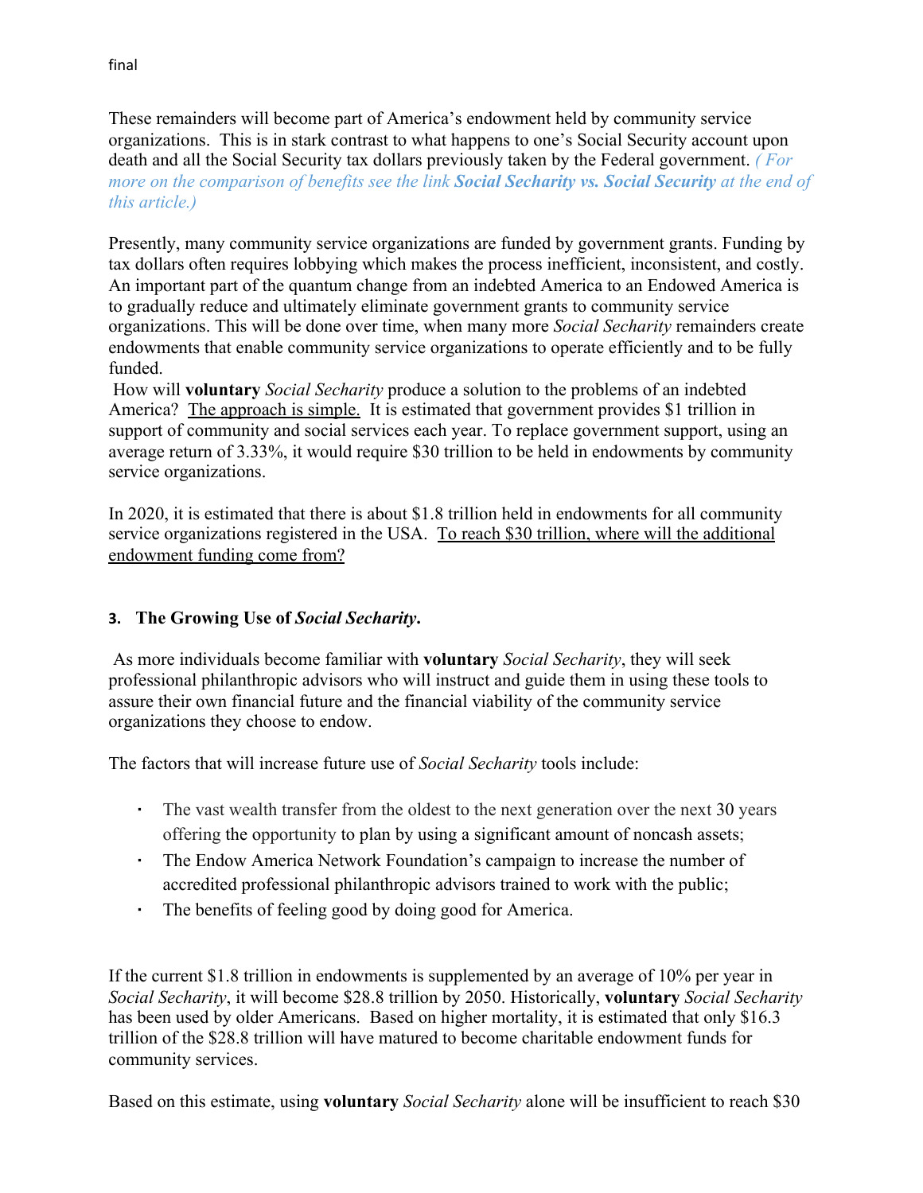These remainders will become part of America's endowment held by community service organizations. This is in stark contrast to what happens to one's Social Security account upon death and all the Social Security tax dollars previously taken by the Federal government. *( For more on the comparison of benefits see the link **Social Secharity vs. Social Security** at the end of this article.)*

Presently, many community service organizations are funded by government grants. Funding by tax dollars often requires lobbying which makes the process inefficient, inconsistent, and costly. An important part of the quantum change from an indebted America to an Endowed America is to gradually reduce and ultimately eliminate government grants to community service organizations. This will be done over time, when many more *Social Secharity* remainders create endowments that enable community service organizations to operate efficiently and to be fully funded.

How will **voluntary** *Social Secharity* produce a solution to the problems of an indebted America? The approach is simple. It is estimated that government provides $1 trillion in support of community and social services each year. To replace government support, using an average return of 3.33%, it would require $30 trillion to be held in endowments by community service organizations.

In 2020, it is estimated that there is about $1.8 trillion held in endowments for all community service organizations registered in the USA. To reach $30 trillion, where will the additional endowment funding come from?

### 3. The Growing Use of *Social Secharity*.

As more individuals become familiar with **voluntary** *Social Secharity*, they will seek professional philanthropic advisors who will instruct and guide them in using these tools to assure their own financial future and the financial viability of the community service organizations they choose to endow.

The factors that will increase future use of *Social Secharity* tools include:

- The vast wealth transfer from the oldest to the next generation over the next 30 years offering the opportunity to plan by using a significant amount of noncash assets;
- The Endow America Network Foundation's campaign to increase the number of accredited professional philanthropic advisors trained to work with the public;
- The benefits of feeling good by doing good for America.

If the current $1.8 trillion in endowments is supplemented by an average of 10% per year in *Social Secharity*, it will become $28.8 trillion by 2050. Historically, **voluntary** *Social Secharity* has been used by older Americans. Based on higher mortality, it is estimated that only $16.3 trillion of the $28.8 trillion will have matured to become charitable endowment funds for community services.

Based on this estimate, using **voluntary** *Social Secharity* alone will be insufficient to reach $30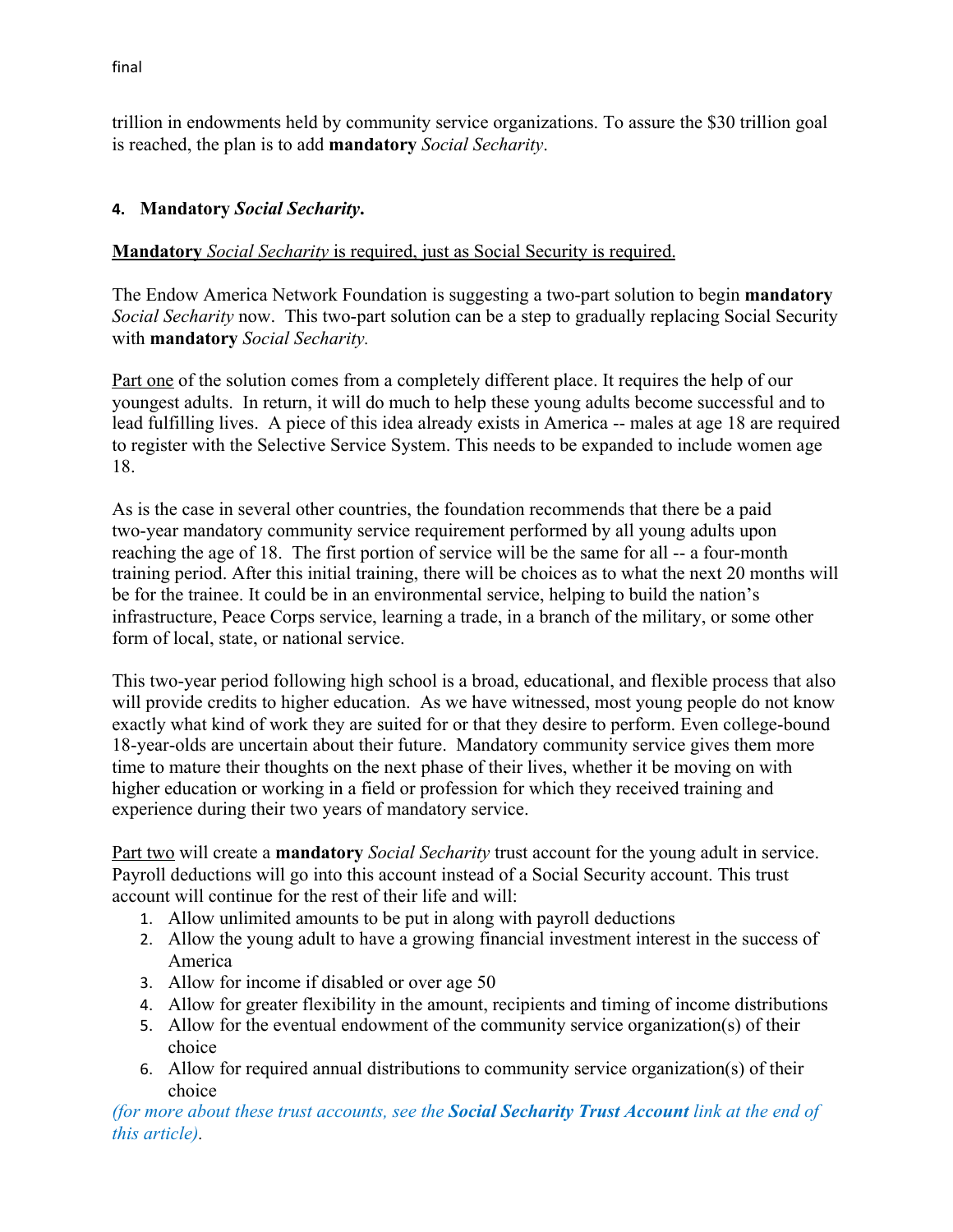trillion in endowments held by community service organizations. To assure the $30 trillion goal is reached, the plan is to add **mandatory** *Social Secharity*.

#### 4. Mandatory *Social Secharity*.

**Mandatory** *Social Secharity* is required, just as Social Security is required.

The Endow America Network Foundation is suggesting a two-part solution to begin **mandatory** *Social Secharity* now. This two-part solution can be a step to gradually replacing Social Security with **mandatory** *Social Secharity.*

Part one of the solution comes from a completely different place. It requires the help of our youngest adults. In return, it will do much to help these young adults become successful and to lead fulfilling lives. A piece of this idea already exists in America -- males at age 18 are required to register with the Selective Service System. This needs to be expanded to include women age 18.

As is the case in several other countries, the foundation recommends that there be a paid two-year mandatory community service requirement performed by all young adults upon reaching the age of 18. The first portion of service will be the same for all -- a four-month training period. After this initial training, there will be choices as to what the next 20 months will be for the trainee. It could be in an environmental service, helping to build the nation's infrastructure, Peace Corps service, learning a trade, in a branch of the military, or some other form of local, state, or national service.

This two-year period following high school is a broad, educational, and flexible process that also will provide credits to higher education. As we have witnessed, most young people do not know exactly what kind of work they are suited for or that they desire to perform. Even college-bound 18-year-olds are uncertain about their future. Mandatory community service gives them more time to mature their thoughts on the next phase of their lives, whether it be moving on with higher education or working in a field or profession for which they received training and experience during their two years of mandatory service.

Part two will create a **mandatory** *Social Secharity* trust account for the young adult in service. Payroll deductions will go into this account instead of a Social Security account. This trust account will continue for the rest of their life and will:

1. Allow unlimited amounts to be put in along with payroll deductions
2. Allow the young adult to have a growing financial investment interest in the success of America
3. Allow for income if disabled or over age 50
4. Allow for greater flexibility in the amount, recipients and timing of income distributions
5. Allow for the eventual endowment of the community service organization(s) of their choice
6. Allow for required annual distributions to community service organization(s) of their choice

*(for more about these trust accounts, see the **Social Secharity Trust Account** link at the end of this article)*.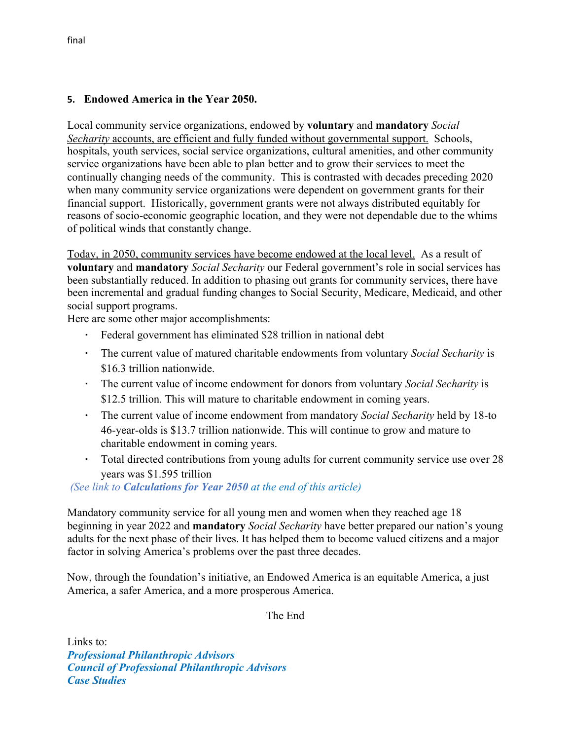final

### 5. Endowed America in the Year 2050.

Local community service organizations, endowed by **voluntary** and **mandatory** *Social Secharity* accounts, are efficient and fully funded without governmental support. Schools, hospitals, youth services, social service organizations, cultural amenities, and other community service organizations have been able to plan better and to grow their services to meet the continually changing needs of the community. This is contrasted with decades preceding 2020 when many community service organizations were dependent on government grants for their financial support. Historically, government grants were not always distributed equitably for reasons of socio-economic geographic location, and they were not dependable due to the whims of political winds that constantly change.

Today, in 2050, community services have become endowed at the local level. As a result of **voluntary** and **mandatory** *Social Secharity* our Federal government's role in social services has been substantially reduced. In addition to phasing out grants for community services, there have been incremental and gradual funding changes to Social Security, Medicare, Medicaid, and other social support programs.

Here are some other major accomplishments:

- Federal government has eliminated $28 trillion in national debt
- The current value of matured charitable endowments from voluntary *Social Secharity* is $16.3 trillion nationwide.
- The current value of income endowment for donors from voluntary *Social Secharity* is $12.5 trillion. This will mature to charitable endowment in coming years.
- The current value of income endowment from mandatory *Social Secharity* held by 18-to 46-year-olds is $13.7 trillion nationwide. This will continue to grow and mature to charitable endowment in coming years.
- Total directed contributions from young adults for current community service use over 28 years was $1.595 trillion

*(See link to **Calculations for Year 2050** at the end of this article)*

Mandatory community service for all young men and women when they reached age 18 beginning in year 2022 and **mandatory** *Social Secharity* have better prepared our nation's young adults for the next phase of their lives. It has helped them to become valued citizens and a major factor in solving America's problems over the past three decades.

Now, through the foundation's initiative, an Endowed America is an equitable America, a just America, a safer America, and a more prosperous America.

The End

Links to:
***Professional Philanthropic Advisors***
***Council of Professional Philanthropic Advisors***
***Case Studies***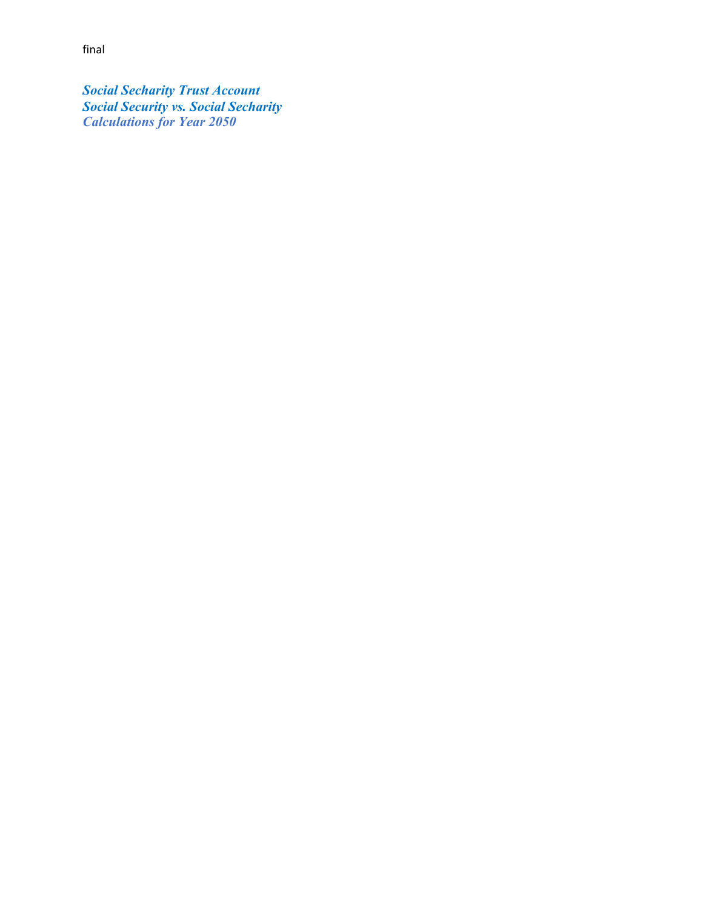final

***Social Secharity Trust Account***
***Social Security vs. Social Secharity***
***Calculations for Year 2050***